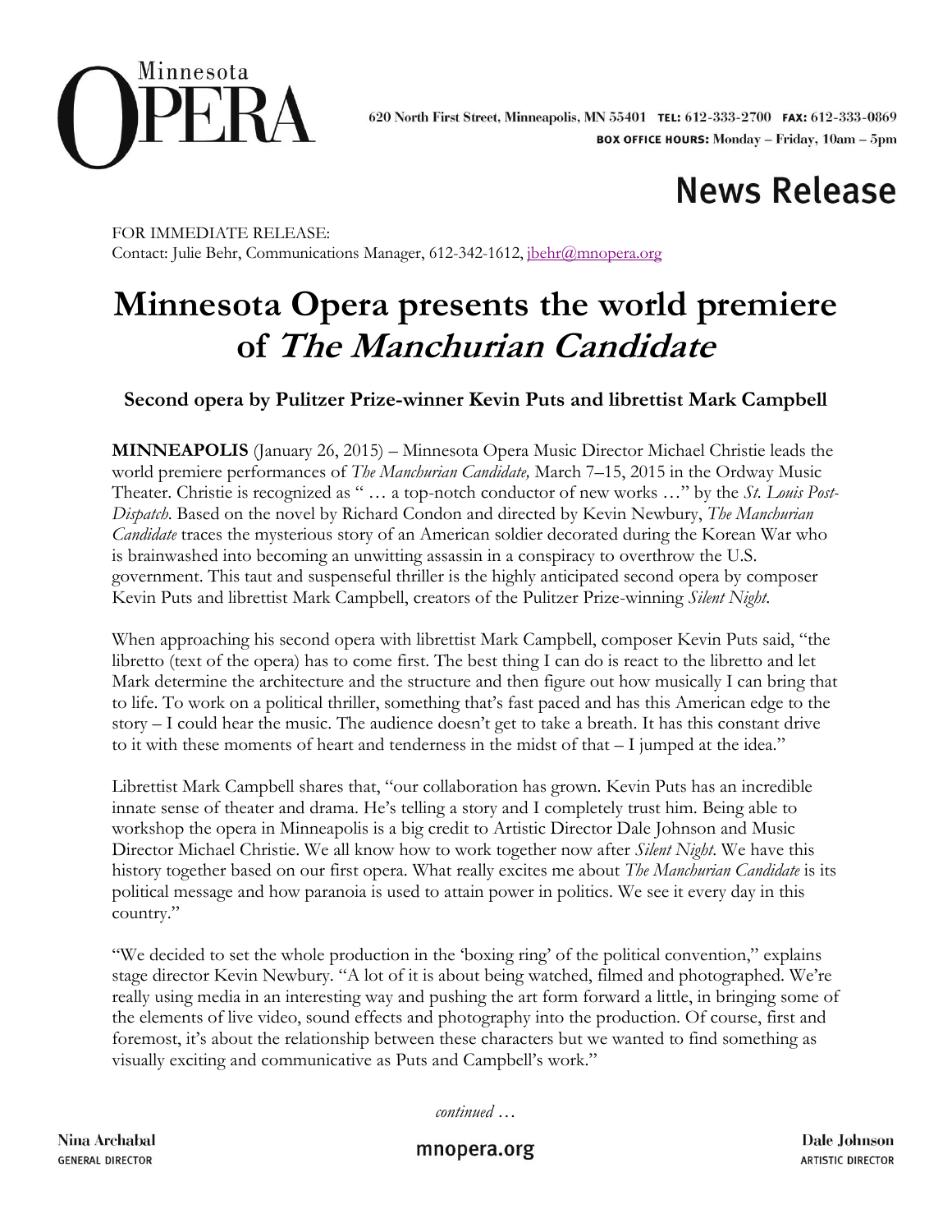Minnesota OPERA

620 North First Street, Minneapolis, MN 55401 **TEL:** 612-333-2700 **FAX:** 612-333-0869
**BOX OFFICE HOURS:** Monday – Friday, 10am – 5pm

## News Release

FOR IMMEDIATE RELEASE:
Contact: Julie Behr, Communications Manager, 612-342-1612, jbehr@mnopera.org

# Minnesota Opera presents the world premiere of *The Manchurian Candidate*

### Second opera by Pulitzer Prize-winner Kevin Puts and librettist Mark Campbell

**MINNEAPOLIS** (January 26, 2015) – Minnesota Opera Music Director Michael Christie leads the world premiere performances of *The Manchurian Candidate,* March 7–15, 2015 in the Ordway Music Theater. Christie is recognized as " … a top-notch conductor of new works …" by the *St. Louis Post-Dispatch*. Based on the novel by Richard Condon and directed by Kevin Newbury, *The Manchurian Candidate* traces the mysterious story of an American soldier decorated during the Korean War who is brainwashed into becoming an unwitting assassin in a conspiracy to overthrow the U.S. government. This taut and suspenseful thriller is the highly anticipated second opera by composer Kevin Puts and librettist Mark Campbell, creators of the Pulitzer Prize-winning *Silent Night*.

When approaching his second opera with librettist Mark Campbell, composer Kevin Puts said, "the libretto (text of the opera) has to come first. The best thing I can do is react to the libretto and let Mark determine the architecture and the structure and then figure out how musically I can bring that to life. To work on a political thriller, something that's fast paced and has this American edge to the story – I could hear the music. The audience doesn't get to take a breath. It has this constant drive to it with these moments of heart and tenderness in the midst of that – I jumped at the idea."

Librettist Mark Campbell shares that, "our collaboration has grown. Kevin Puts has an incredible innate sense of theater and drama. He's telling a story and I completely trust him. Being able to workshop the opera in Minneapolis is a big credit to Artistic Director Dale Johnson and Music Director Michael Christie. We all know how to work together now after *Silent Night*. We have this history together based on our first opera. What really excites me about *The Manchurian Candidate* is its political message and how paranoia is used to attain power in politics. We see it every day in this country."

"We decided to set the whole production in the 'boxing ring' of the political convention," explains stage director Kevin Newbury. "A lot of it is about being watched, filmed and photographed. We're really using media in an interesting way and pushing the art form forward a little, in bringing some of the elements of live video, sound effects and photography into the production. Of course, first and foremost, it's about the relationship between these characters but we wanted to find something as visually exciting and communicative as Puts and Campbell's work."

*continued …*

**Nina Archabal**
GENERAL DIRECTOR

mnopera.org

**Dale Johnson**
ARTISTIC DIRECTOR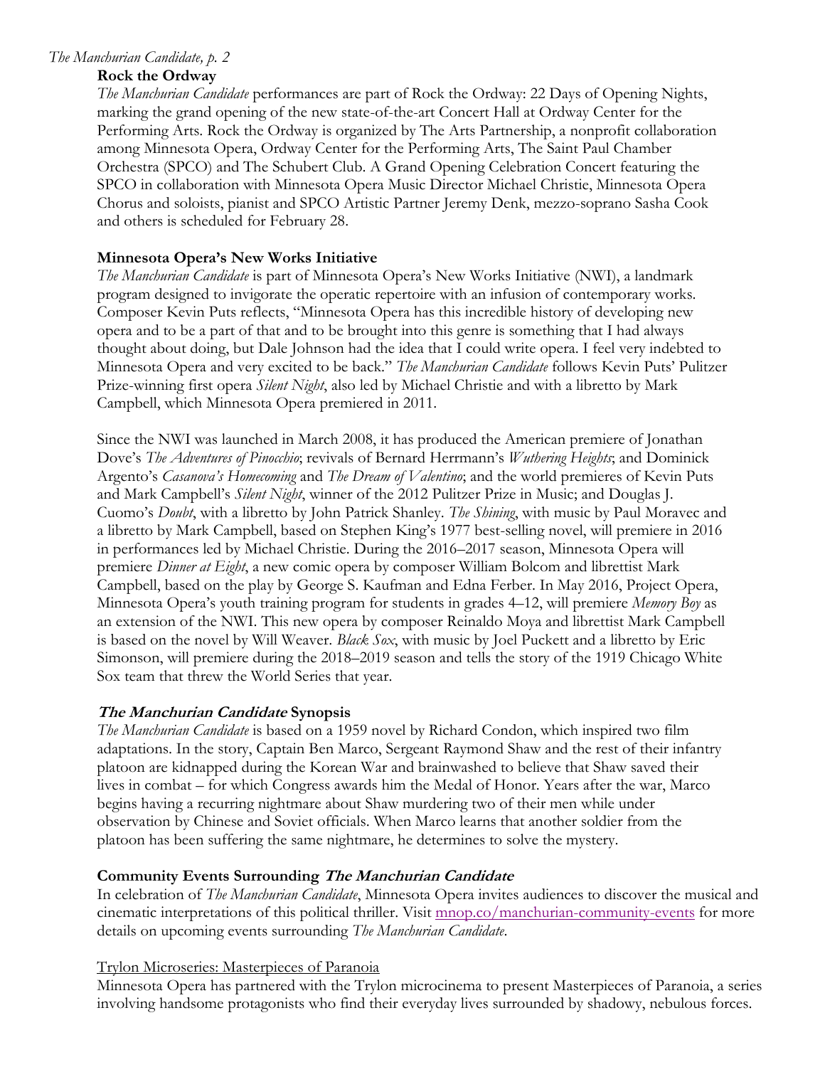## Rock the Ordway

*The Manchurian Candidate* performances are part of Rock the Ordway: 22 Days of Opening Nights, marking the grand opening of the new state-of-the-art Concert Hall at Ordway Center for the Performing Arts. Rock the Ordway is organized by The Arts Partnership, a nonprofit collaboration among Minnesota Opera, Ordway Center for the Performing Arts, The Saint Paul Chamber Orchestra (SPCO) and The Schubert Club. A Grand Opening Celebration Concert featuring the SPCO in collaboration with Minnesota Opera Music Director Michael Christie, Minnesota Opera Chorus and soloists, pianist and SPCO Artistic Partner Jeremy Denk, mezzo-soprano Sasha Cook and others is scheduled for February 28.

## Minnesota Opera's New Works Initiative

*The Manchurian Candidate* is part of Minnesota Opera's New Works Initiative (NWI), a landmark program designed to invigorate the operatic repertoire with an infusion of contemporary works. Composer Kevin Puts reflects, "Minnesota Opera has this incredible history of developing new opera and to be a part of that and to be brought into this genre is something that I had always thought about doing, but Dale Johnson had the idea that I could write opera. I feel very indebted to Minnesota Opera and very excited to be back." *The Manchurian Candidate* follows Kevin Puts' Pulitzer Prize-winning first opera *Silent Night*, also led by Michael Christie and with a libretto by Mark Campbell, which Minnesota Opera premiered in 2011.

Since the NWI was launched in March 2008, it has produced the American premiere of Jonathan Dove's *The Adventures of Pinocchio*; revivals of Bernard Herrmann's *Wuthering Heights*; and Dominick Argento's *Casanova's Homecoming* and *The Dream of Valentino*; and the world premieres of Kevin Puts and Mark Campbell's *Silent Night*, winner of the 2012 Pulitzer Prize in Music; and Douglas J. Cuomo's *Doubt*, with a libretto by John Patrick Shanley. *The Shining*, with music by Paul Moravec and a libretto by Mark Campbell, based on Stephen King's 1977 best-selling novel, will premiere in 2016 in performances led by Michael Christie. During the 2016–2017 season, Minnesota Opera will premiere *Dinner at Eight*, a new comic opera by composer William Bolcom and librettist Mark Campbell, based on the play by George S. Kaufman and Edna Ferber. In May 2016, Project Opera, Minnesota Opera's youth training program for students in grades 4–12, will premiere *Memory Boy* as an extension of the NWI. This new opera by composer Reinaldo Moya and librettist Mark Campbell is based on the novel by Will Weaver. *Black Sox*, with music by Joel Puckett and a libretto by Eric Simonson, will premiere during the 2018–2019 season and tells the story of the 1919 Chicago White Sox team that threw the World Series that year.

## *The Manchurian Candidate* Synopsis

*The Manchurian Candidate* is based on a 1959 novel by Richard Condon, which inspired two film adaptations. In the story, Captain Ben Marco, Sergeant Raymond Shaw and the rest of their infantry platoon are kidnapped during the Korean War and brainwashed to believe that Shaw saved their lives in combat – for which Congress awards him the Medal of Honor. Years after the war, Marco begins having a recurring nightmare about Shaw murdering two of their men while under observation by Chinese and Soviet officials. When Marco learns that another soldier from the platoon has been suffering the same nightmare, he determines to solve the mystery.

## Community Events Surrounding *The Manchurian Candidate*

In celebration of *The Manchurian Candidate*, Minnesota Opera invites audiences to discover the musical and cinematic interpretations of this political thriller. Visit mnop.co/manchurian-community-events for more details on upcoming events surrounding *The Manchurian Candidate*.

### Trylon Microseries: Masterpieces of Paranoia

Minnesota Opera has partnered with the Trylon microcinema to present Masterpieces of Paranoia, a series involving handsome protagonists who find their everyday lives surrounded by shadowy, nebulous forces.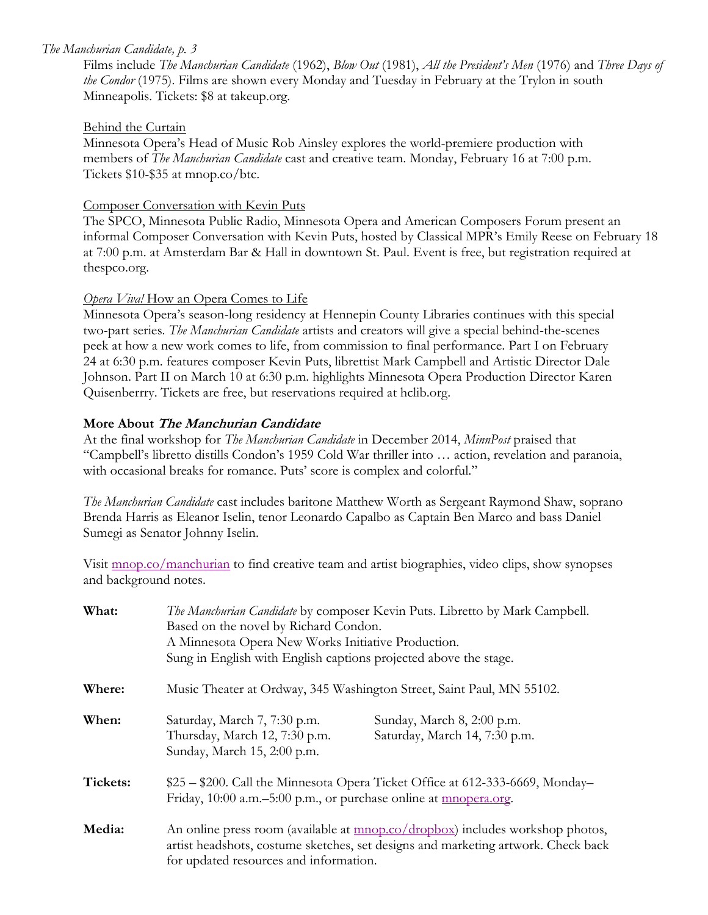Films include *The Manchurian Candidate* (1962), *Blow Out* (1981), *All the President's Men* (1976) and *Three Days of the Condor* (1975). Films are shown every Monday and Tuesday in February at the Trylon in south Minneapolis. Tickets: $8 at takeup.org.

<u>Behind the Curtain</u>
Minnesota Opera's Head of Music Rob Ainsley explores the world-premiere production with members of *The Manchurian Candidate* cast and creative team. Monday, February 16 at 7:00 p.m. Tickets $10-$35 at mnop.co/btc.

<u>Composer Conversation with Kevin Puts</u>
The SPCO, Minnesota Public Radio, Minnesota Opera and American Composers Forum present an informal Composer Conversation with Kevin Puts, hosted by Classical MPR's Emily Reese on February 18 at 7:00 p.m. at Amsterdam Bar & Hall in downtown St. Paul. Event is free, but registration required at thespco.org.

<u>*Opera Viva!* How an Opera Comes to Life</u>
Minnesota Opera's season-long residency at Hennepin County Libraries continues with this special two-part series. *The Manchurian Candidate* artists and creators will give a special behind-the-scenes peek at how a new work comes to life, from commission to final performance. Part I on February 24 at 6:30 p.m. features composer Kevin Puts, librettist Mark Campbell and Artistic Director Dale Johnson. Part II on March 10 at 6:30 p.m. highlights Minnesota Opera Production Director Karen Quisenberrry. Tickets are free, but reservations required at hclib.org.

**More About *The Manchurian Candidate***
At the final workshop for *The Manchurian Candidate* in December 2014, *MinnPost* praised that "Campbell's libretto distills Condon's 1959 Cold War thriller into … action, revelation and paranoia, with occasional breaks for romance. Puts' score is complex and colorful."

*The Manchurian Candidate* cast includes baritone Matthew Worth as Sergeant Raymond Shaw, soprano Brenda Harris as Eleanor Iselin, tenor Leonardo Capalbo as Captain Ben Marco and bass Daniel Sumegi as Senator Johnny Iselin.

Visit mnop.co/manchurian to find creative team and artist biographies, video clips, show synopses and background notes.

**What:** *The Manchurian Candidate* by composer Kevin Puts. Libretto by Mark Campbell. Based on the novel by Richard Condon. A Minnesota Opera New Works Initiative Production. Sung in English with English captions projected above the stage.

**Where:** Music Theater at Ordway, 345 Washington Street, Saint Paul, MN 55102.

**When:**
Saturday, March 7, 7:30 p.m.
Sunday, March 8, 2:00 p.m.
Thursday, March 12, 7:30 p.m.
Saturday, March 14, 7:30 p.m.
Sunday, March 15, 2:00 p.m.

**Tickets:** $25 – $200. Call the Minnesota Opera Ticket Office at 612-333-6669, Monday–Friday, 10:00 a.m.–5:00 p.m., or purchase online at mnopera.org.

**Media:** An online press room (available at mnop.co/dropbox) includes workshop photos, artist headshots, costume sketches, set designs and marketing artwork. Check back for updated resources and information.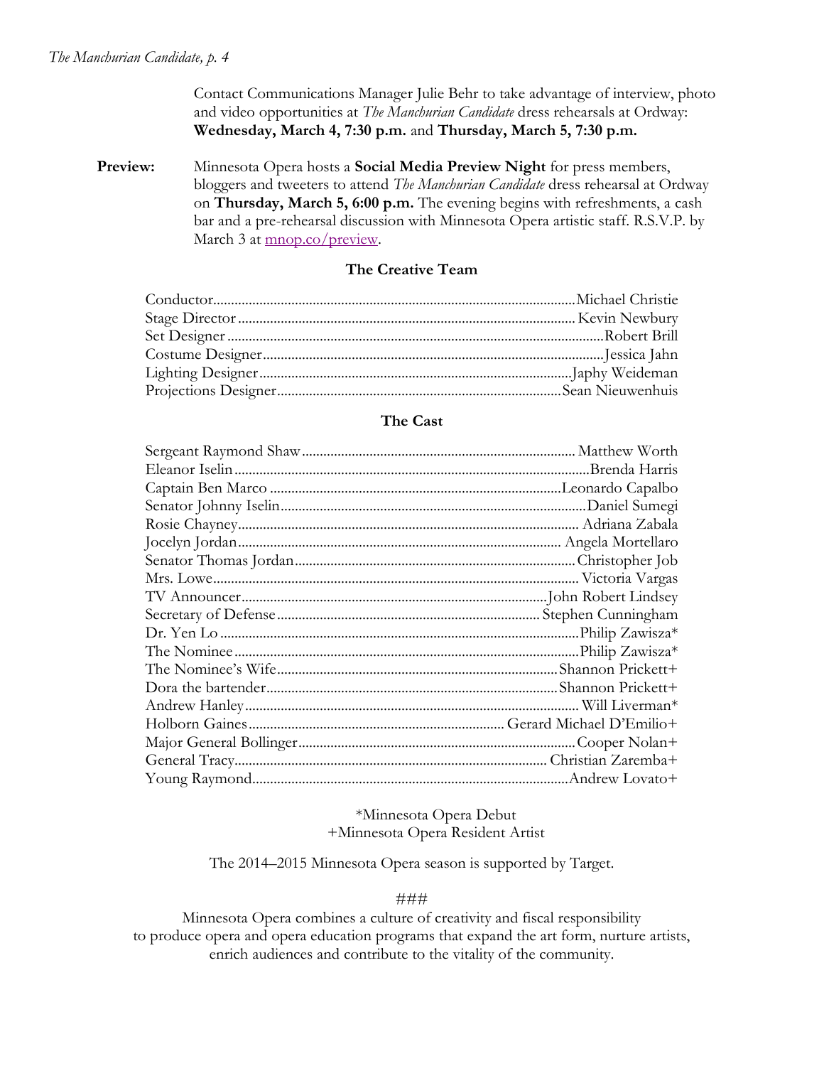Contact Communications Manager Julie Behr to take advantage of interview, photo and video opportunities at *The Manchurian Candidate* dress rehearsals at Ordway: **Wednesday, March 4, 7:30 p.m.** and **Thursday, March 5, 7:30 p.m.**

**Preview:** Minnesota Opera hosts a **Social Media Preview Night** for press members, bloggers and tweeters to attend *The Manchurian Candidate* dress rehearsal at Ordway on **Thursday, March 5, 6:00 p.m.** The evening begins with refreshments, a cash bar and a pre-rehearsal discussion with Minnesota Opera artistic staff. R.S.V.P. by March 3 at mnop.co/preview.

## The Creative Team

| | |
|---|---|
| Conductor | Michael Christie |
| Stage Director | Kevin Newbury |
| Set Designer | Robert Brill |
| Costume Designer | Jessica Jahn |
| Lighting Designer | Japhy Weideman |
| Projections Designer | Sean Nieuwenhuis |

## The Cast

| | |
|---|---|
| Sergeant Raymond Shaw | Matthew Worth |
| Eleanor Iselin | Brenda Harris |
| Captain Ben Marco | Leonardo Capalbo |
| Senator Johnny Iselin | Daniel Sumegi |
| Rosie Chayney | Adriana Zabala |
| Jocelyn Jordan | Angela Mortellaro |
| Senator Thomas Jordan | Christopher Job |
| Mrs. Lowe | Victoria Vargas |
| TV Announcer | John Robert Lindsey |
| Secretary of Defense | Stephen Cunningham |
| Dr. Yen Lo | Philip Zawisza* |
| The Nominee | Philip Zawisza* |
| The Nominee's Wife | Shannon Prickett+ |
| Dora the bartender | Shannon Prickett+ |
| Andrew Hanley | Will Liverman* |
| Holborn Gaines | Gerard Michael D'Emilio+ |
| Major General Bollinger | Cooper Nolan+ |
| General Tracy | Christian Zaremba+ |
| Young Raymond | Andrew Lovato+ |

*Minnesota Opera Debut
+Minnesota Opera Resident Artist

The 2014–2015 Minnesota Opera season is supported by Target.

###

Minnesota Opera combines a culture of creativity and fiscal responsibility to produce opera and opera education programs that expand the art form, nurture artists, enrich audiences and contribute to the vitality of the community.